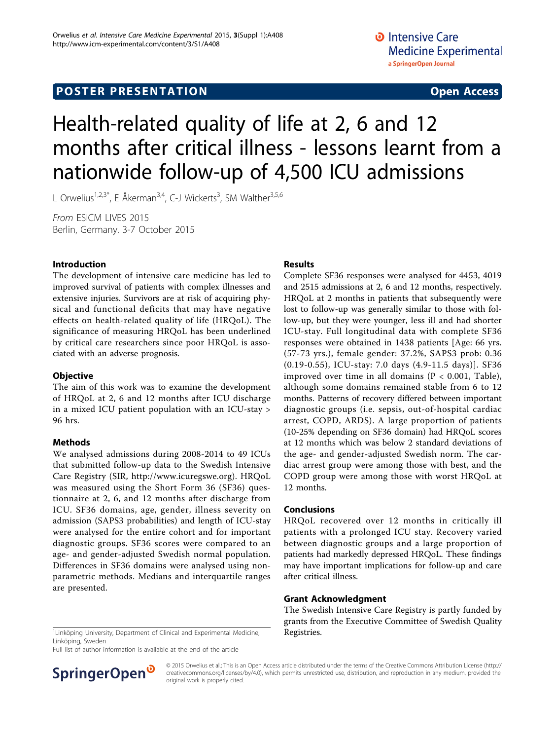POSTER PRESENTATION | Open Access

# Health-related quality of life at 2, 6 and 12 months after critical illness - lessons learnt from a nationwide follow-up of 4,500 ICU admissions

L Orwelius[1,2,3*], E Åkerman[3,4], C-J Wickerts[3], SM Walther[3,5,6]

*From* ESICM LIVES 2015
Berlin, Germany. 3-7 October 2015

## Introduction

The development of intensive care medicine has led to improved survival of patients with complex illnesses and extensive injuries. Survivors are at risk of acquiring physical and functional deficits that may have negative effects on health-related quality of life (HRQoL). The significance of measuring HRQoL has been underlined by critical care researchers since poor HRQoL is associated with an adverse prognosis.

## Objective

The aim of this work was to examine the development of HRQoL at 2, 6 and 12 months after ICU discharge in a mixed ICU patient population with an ICU-stay > 96 hrs.

## Methods

We analysed admissions during 2008-2014 to 49 ICUs that submitted follow-up data to the Swedish Intensive Care Registry (SIR, http://www.icuregswe.org). HRQoL was measured using the Short Form 36 (SF36) questionnaire at 2, 6, and 12 months after discharge from ICU. SF36 domains, age, gender, illness severity on admission (SAPS3 probabilities) and length of ICU-stay were analysed for the entire cohort and for important diagnostic groups. SF36 scores were compared to an age- and gender-adjusted Swedish normal population. Differences in SF36 domains were analysed using non-parametric methods. Medians and interquartile ranges are presented.

## Results

Complete SF36 responses were analysed for 4453, 4019 and 2515 admissions at 2, 6 and 12 months, respectively. HRQoL at 2 months in patients that subsequently were lost to follow-up was generally similar to those with follow-up, but they were younger, less ill and had shorter ICU-stay. Full longitudinal data with complete SF36 responses were obtained in 1438 patients [Age: 66 yrs. (57-73 yrs.), female gender: 37.2%, SAPS3 prob: 0.36 (0.19-0.55), ICU-stay: 7.0 days (4.9-11.5 days)]. SF36 improved over time in all domains ($P < 0.001$, Table), although some domains remained stable from 6 to 12 months. Patterns of recovery differed between important diagnostic groups (i.e. sepsis, out-of-hospital cardiac arrest, COPD, ARDS). A large proportion of patients (10-25% depending on SF36 domain) had HRQoL scores at 12 months which was below 2 standard deviations of the age- and gender-adjusted Swedish norm. The cardiac arrest group were among those with best, and the COPD group were among those with worst HRQoL at 12 months.

## Conclusions

HRQoL recovered over 12 months in critically ill patients with a prolonged ICU stay. Recovery varied between diagnostic groups and a large proportion of patients had markedly depressed HRQoL. These findings may have important implications for follow-up and care after critical illness.

## Grant Acknowledgment

The Swedish Intensive Care Registry is partly funded by grants from the Executive Committee of Swedish Quality Registries.

[1]Linköping University, Department of Clinical and Experimental Medicine, Linköping, Sweden
Full list of author information is available at the end of the article

© 2015 Orwelius et al.; This is an Open Access article distributed under the terms of the Creative Commons Attribution License (http://creativecommons.org/licenses/by/4.0), which permits unrestricted use, distribution, and reproduction in any medium, provided the original work is properly cited.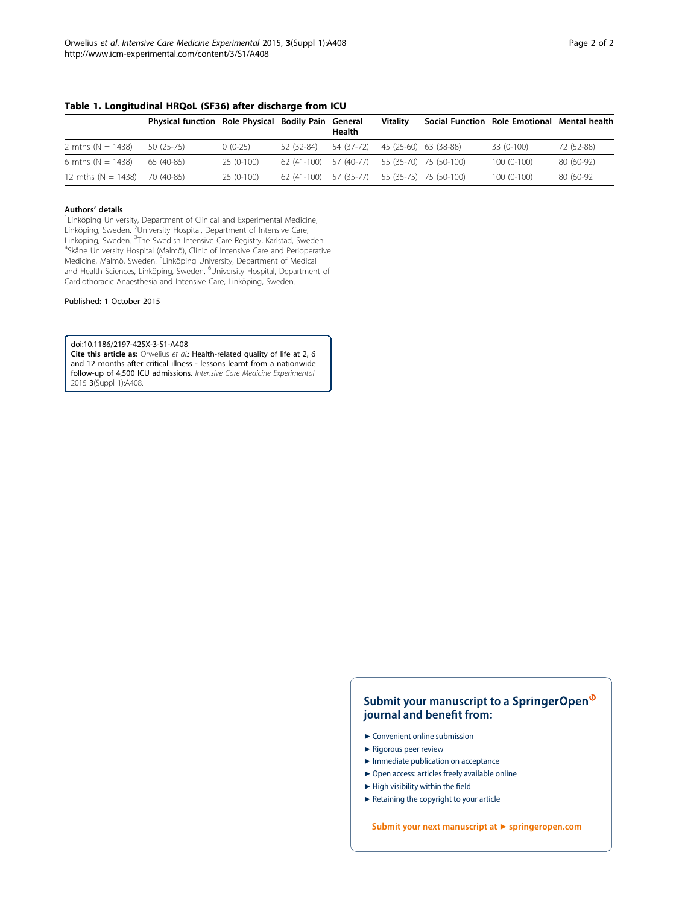**Table 1. Longitudinal HRQoL (SF36) after discharge from ICU**

| | Physical function | Role Physical | Bodily Pain | General Health | Vitality | Social Function | Role Emotional | Mental health |
|---|---|---|---|---|---|---|---|---|
| 2 mths (N = 1438) | 50 (25-75) | 0 (0-25) | 52 (32-84) | 54 (37-72) | 45 (25-60) | 63 (38-88) | 33 (0-100) | 72 (52-88) |
| 6 mths (N = 1438) | 65 (40-85) | 25 (0-100) | 62 (41-100) | 57 (40-77) | 55 (35-70) | 75 (50-100) | 100 (0-100) | 80 (60-92) |
| 12 mths (N = 1438) | 70 (40-85) | 25 (0-100) | 62 (41-100) | 57 (35-77) | 55 (35-75) | 75 (50-100) | 100 (0-100) | 80 (60-92 |

**Authors' details**

[1]Linköping University, Department of Clinical and Experimental Medicine, Linköping, Sweden. [2]University Hospital, Department of Intensive Care, Linköping, Sweden. [3]The Swedish Intensive Care Registry, Karlstad, Sweden. [4]Skåne University Hospital (Malmö), Clinic of Intensive Care and Perioperative Medicine, Malmö, Sweden. [5]Linköping University, Department of Medical and Health Sciences, Linköping, Sweden. [6]University Hospital, Department of Cardiothoracic Anaesthesia and Intensive Care, Linköping, Sweden.

Published: 1 October 2015

doi:10.1186/2197-425X-3-S1-A408

**Cite this article as:** Orwelius *et al.*: Health-related quality of life at 2, 6 and 12 months after critical illness - lessons learnt from a nationwide follow-up of 4,500 ICU admissions. *Intensive Care Medicine Experimental* 2015 **3**(Suppl 1):A408.

**Submit your manuscript to a SpringerOpen journal and benefit from:**

- ► Convenient online submission
- ► Rigorous peer review
- ► Immediate publication on acceptance
- ► Open access: articles freely available online
- ► High visibility within the field
- ► Retaining the copyright to your article

**Submit your next manuscript at ► springeropen.com**